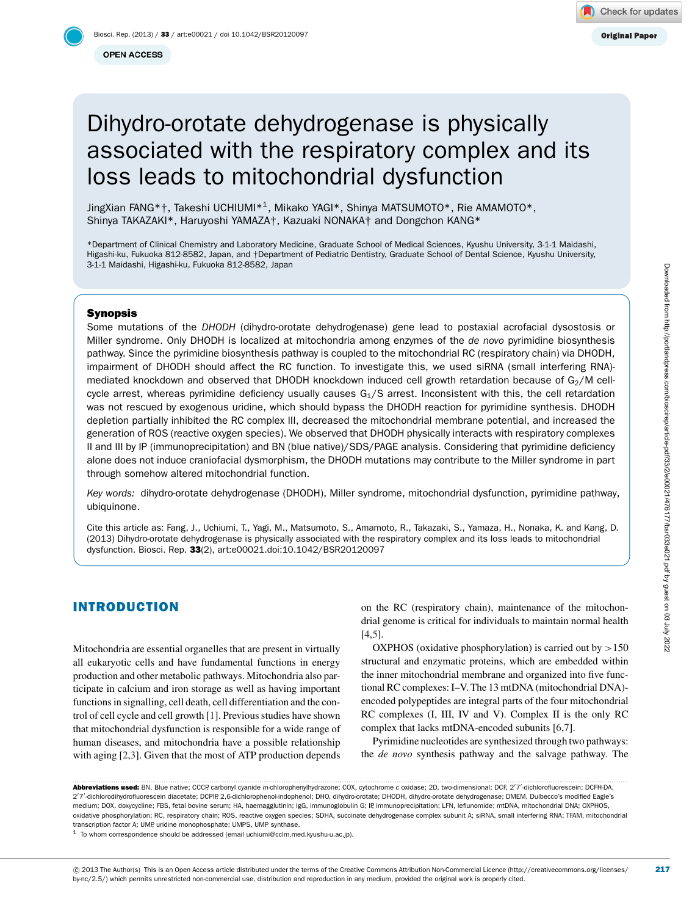# Dihydro-orotate dehydrogenase is physically associated with the respiratory complex and its loss leads to mitochondrial dysfunction

JingXian FANG*†, Takeshi UCHIUMI*[1], Mikako YAGI*, Shinya MATSUMOTO*, Rie AMAMOTO*, Shinya TAKAZAKI*, Haruyoshi YAMAZA†, Kazuaki NONAKA† and Dongchon KANG*

*Department of Clinical Chemistry and Laboratory Medicine, Graduate School of Medical Sciences, Kyushu University, 3-1-1 Maidashi, Higashi-ku, Fukuoka 812-8582, Japan, and †Department of Pediatric Dentistry, Graduate School of Dental Science, Kyushu University, 3-1-1 Maidashi, Higashi-ku, Fukuoka 812-8582, Japan

## Synopsis

Some mutations of the *DHODH* (dihydro-orotate dehydrogenase) gene lead to postaxial acrofacial dysostosis or Miller syndrome. Only DHODH is localized at mitochondria among enzymes of the *de novo* pyrimidine biosynthesis pathway. Since the pyrimidine biosynthesis pathway is coupled to the mitochondrial RC (respiratory chain) via DHODH, impairment of DHODH should affect the RC function. To investigate this, we used siRNA (small interfering RNA)-mediated knockdown and observed that DHODH knockdown induced cell growth retardation because of $G_2$/M cell-cycle arrest, whereas pyrimidine deficiency usually causes $G_1$/S arrest. Inconsistent with this, the cell retardation was not rescued by exogenous uridine, which should bypass the DHODH reaction for pyrimidine synthesis. DHODH depletion partially inhibited the RC complex III, decreased the mitochondrial membrane potential, and increased the generation of ROS (reactive oxygen species). We observed that DHODH physically interacts with respiratory complexes II and III by IP (immunoprecipitation) and BN (blue native)/SDS/PAGE analysis. Considering that pyrimidine deficiency alone does not induce craniofacial dysmorphism, the DHODH mutations may contribute to the Miller syndrome in part through somehow altered mitochondrial function.

*Key words:* dihydro-orotate dehydrogenase (DHODH), Miller syndrome, mitochondrial dysfunction, pyrimidine pathway, ubiquinone.

Cite this article as: Fang, J., Uchiumi, T., Yagi, M., Matsumoto, S., Amamoto, R., Takazaki, S., Yamaza, H., Nonaka, K. and Kang, D. (2013) Dihydro-orotate dehydrogenase is physically associated with the respiratory complex and its loss leads to mitochondrial dysfunction. Biosci. Rep. **33**(2), art:e00021.doi:10.1042/BSR20120097

## INTRODUCTION

Mitochondria are essential organelles that are present in virtually all eukaryotic cells and have fundamental functions in energy production and other metabolic pathways. Mitochondria also participate in calcium and iron storage as well as having important functions in signalling, cell death, cell differentiation and the control of cell cycle and cell growth [1]. Previous studies have shown that mitochondrial dysfunction is responsible for a wide range of human diseases, and mitochondria have a possible relationship with aging [2,3]. Given that the most of ATP production depends on the RC (respiratory chain), maintenance of the mitochondrial genome is critical for individuals to maintain normal health [4,5].

OXPHOS (oxidative phosphorylation) is carried out by >150 structural and enzymatic proteins, which are embedded within the inner mitochondrial membrane and organized into five functional RC complexes: I–V. The 13 mtDNA (mitochondrial DNA)-encoded polypeptides are integral parts of the four mitochondrial RC complexes (I, III, IV and V). Complex II is the only RC complex that lacks mtDNA-encoded subunits [6,7].

Pyrimidine nucleotides are synthesized through two pathways: the *de novo* synthesis pathway and the salvage pathway. The

---

**Abbreviations used:** BN, Blue native; CCCP, carbonyl cyanide *m*-chlorophenylhydrazone; COX, cytochrome *c* oxidase; 2D, two-dimensional; DCF, 2′7′-dichlorofluorescein; DCFH-DA, 2′7′-dichlorodihydrofluorescein diacetate; DCPIP, 2,6-dichlorophenol-indophenol; DHO, dihydro-orotate; DHODH, dihydro-orotate dehydrogenase; DMEM, Dulbecco's modified Eagle's medium; DOX, doxycycline; FBS, fetal bovine serum; HA, haemagglutinin; IgG, immunoglobulin G; IP, immunoprecipitation; LFN, leflunomide; mtDNA, mitochondrial DNA; OXPHOS, oxidative phosphorylation; RC, respiratory chain; ROS, reactive oxygen species; SDHA, succinate dehydrogenase complex subunit A; siRNA, small interfering RNA; TFAM, mitochondrial transcription factor A; UMP, uridine monophosphate; UMPS, UMP synthase.

[1] To whom correspondence should be addressed (email uchiumi@cclm.med.kyushu-u.ac.jp).

© 2013 The Author(s) This is an Open Access article distributed under the terms of the Creative Commons Attribution Non-Commercial Licence (http://creativecommons.org/licenses/by-nc/2.5/) which permits unrestricted non-commercial use, distribution and reproduction in any medium, provided the original work is properly cited.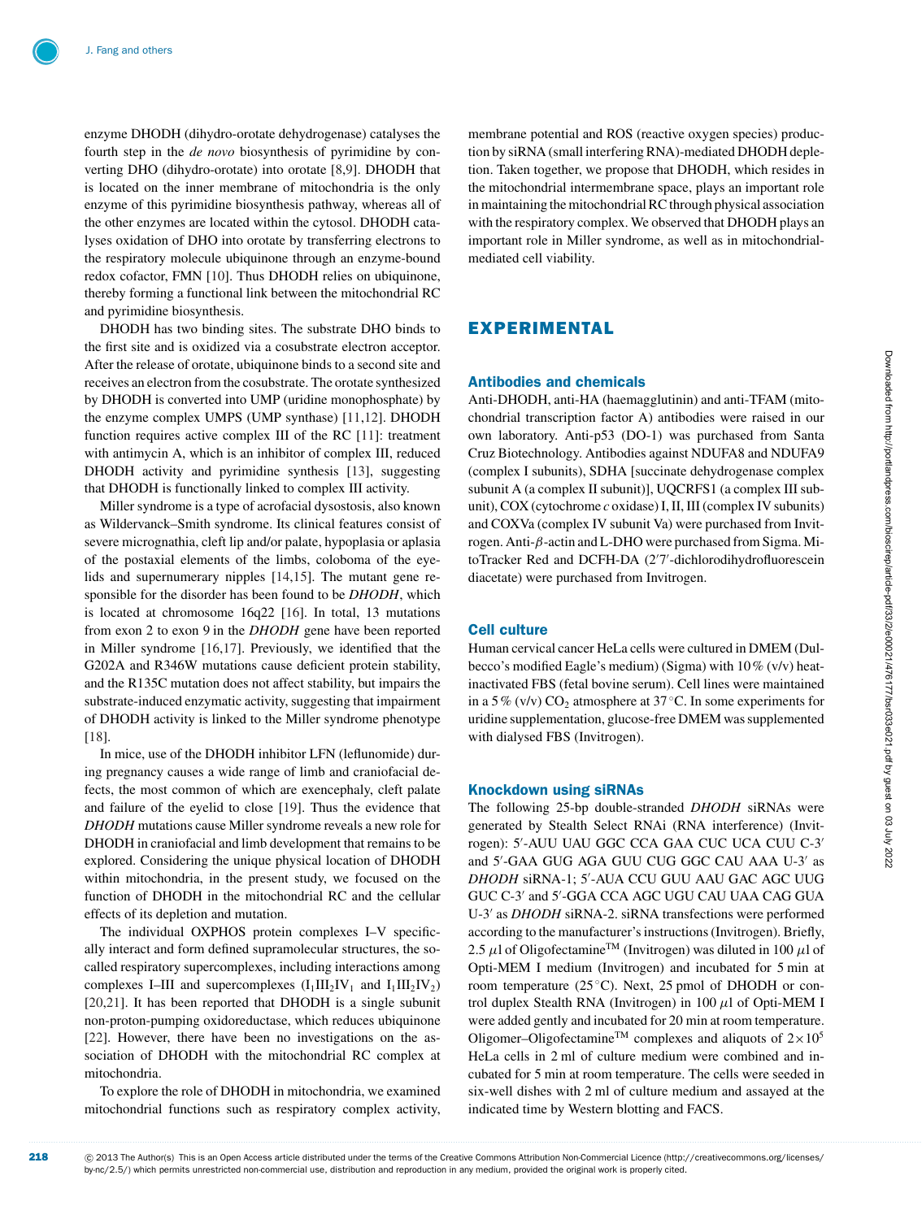enzyme DHODH (dihydro-orotate dehydrogenase) catalyses the fourth step in the *de novo* biosynthesis of pyrimidine by converting DHO (dihydro-orotate) into orotate [8,9]. DHODH that is located on the inner membrane of mitochondria is the only enzyme of this pyrimidine biosynthesis pathway, whereas all of the other enzymes are located within the cytosol. DHODH catalyses oxidation of DHO into orotate by transferring electrons to the respiratory molecule ubiquinone through an enzyme-bound redox cofactor, FMN [10]. Thus DHODH relies on ubiquinone, thereby forming a functional link between the mitochondrial RC and pyrimidine biosynthesis.

DHODH has two binding sites. The substrate DHO binds to the first site and is oxidized via a cosubstrate electron acceptor. After the release of orotate, ubiquinone binds to a second site and receives an electron from the cosubstrate. The orotate synthesized by DHODH is converted into UMP (uridine monophosphate) by the enzyme complex UMPS (UMP synthase) [11,12]. DHODH function requires active complex III of the RC [11]: treatment with antimycin A, which is an inhibitor of complex III, reduced DHODH activity and pyrimidine synthesis [13], suggesting that DHODH is functionally linked to complex III activity.

Miller syndrome is a type of acrofacial dysostosis, also known as Wildervanck–Smith syndrome. Its clinical features consist of severe micrognathia, cleft lip and/or palate, hypoplasia or aplasia of the postaxial elements of the limbs, coloboma of the eyelids and supernumerary nipples [14,15]. The mutant gene responsible for the disorder has been found to be *DHODH*, which is located at chromosome 16q22 [16]. In total, 13 mutations from exon 2 to exon 9 in the *DHODH* gene have been reported in Miller syndrome [16,17]. Previously, we identified that the G202A and R346W mutations cause deficient protein stability, and the R135C mutation does not affect stability, but impairs the substrate-induced enzymatic activity, suggesting that impairment of DHODH activity is linked to the Miller syndrome phenotype [18].

In mice, use of the DHODH inhibitor LFN (leflunomide) during pregnancy causes a wide range of limb and craniofacial defects, the most common of which are exencephaly, cleft palate and failure of the eyelid to close [19]. Thus the evidence that *DHODH* mutations cause Miller syndrome reveals a new role for DHODH in craniofacial and limb development that remains to be explored. Considering the unique physical location of DHODH within mitochondria, in the present study, we focused on the function of DHODH in the mitochondrial RC and the cellular effects of its depletion and mutation.

The individual OXPHOS protein complexes I–V specifically interact and form defined supramolecular structures, the so-called respiratory supercomplexes, including interactions among complexes I–III and supercomplexes ($I_1III_2IV_1$ and $I_1III_2IV_2$) [20,21]. It has been reported that DHODH is a single subunit non-proton-pumping oxidoreductase, which reduces ubiquinone [22]. However, there have been no investigations on the association of DHODH with the mitochondrial RC complex at mitochondria.

To explore the role of DHODH in mitochondria, we examined mitochondrial functions such as respiratory complex activity, membrane potential and ROS (reactive oxygen species) production by siRNA (small interfering RNA)-mediated DHODH depletion. Taken together, we propose that DHODH, which resides in the mitochondrial intermembrane space, plays an important role in maintaining the mitochondrial RC through physical association with the respiratory complex. We observed that DHODH plays an important role in Miller syndrome, as well as in mitochondrial-mediated cell viability.

## EXPERIMENTAL

### Antibodies and chemicals

Anti-DHODH, anti-HA (haemagglutinin) and anti-TFAM (mitochondrial transcription factor A) antibodies were raised in our own laboratory. Anti-p53 (DO-1) was purchased from Santa Cruz Biotechnology. Antibodies against NDUFA8 and NDUFA9 (complex I subunits), SDHA [succinate dehydrogenase complex subunit A (a complex II subunit)], UQCRFS1 (a complex III subunit), COX (cytochrome *c* oxidase) I, II, III (complex IV subunits) and COXVa (complex IV subunit Va) were purchased from Invitrogen. Anti-$\beta$-actin and L-DHO were purchased from Sigma. MitoTracker Red and DCFH-DA (2′7′-dichlorodihydrofluorescein diacetate) were purchased from Invitrogen.

### Cell culture

Human cervical cancer HeLa cells were cultured in DMEM (Dulbecco's modified Eagle's medium) (Sigma) with 10% (v/v) heat-inactivated FBS (fetal bovine serum). Cell lines were maintained in a 5% (v/v) $CO_2$ atmosphere at 37°C. In some experiments for uridine supplementation, glucose-free DMEM was supplemented with dialysed FBS (Invitrogen).

### Knockdown using siRNAs

The following 25-bp double-stranded *DHODH* siRNAs were generated by Stealth Select RNAi (RNA interference) (Invitrogen): 5′-AUU UAU GGC CCA GAA CUC UCA CUU C-3′ and 5′-GAA GUG AGA GUU CUG GGC CAU AAA U-3′ as *DHODH* siRNA-1; 5′-AUA CCU GUU AAU GAC AGC UUG GUC C-3′ and 5′-GGA CCA AGC UGU CAU UAA CAG GUA U-3′ as *DHODH* siRNA-2. siRNA transfections were performed according to the manufacturer's instructions (Invitrogen). Briefly, 2.5 $\mu$l of Oligofectamine™ (Invitrogen) was diluted in 100 $\mu$l of Opti-MEM I medium (Invitrogen) and incubated for 5 min at room temperature (25°C). Next, 25 pmol of DHODH or control duplex Stealth RNA (Invitrogen) in 100 $\mu$l of Opti-MEM I were added gently and incubated for 20 min at room temperature. Oligomer–Oligofectamine™ complexes and aliquots of $2\times10^5$ HeLa cells in 2 ml of culture medium were combined and incubated for 5 min at room temperature. The cells were seeded in six-well dishes with 2 ml of culture medium and assayed at the indicated time by Western blotting and FACS.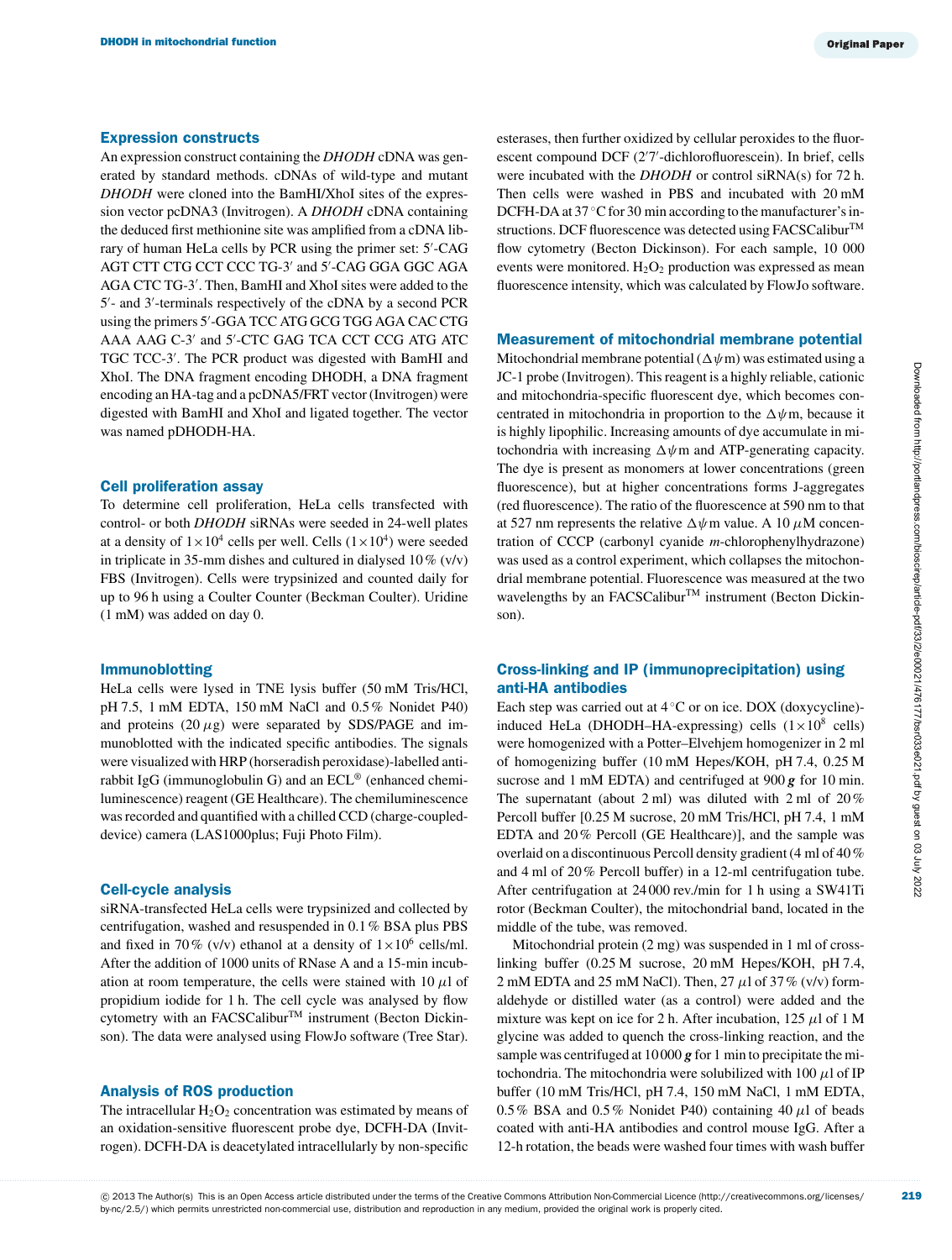## Expression constructs

An expression construct containing the *DHODH* cDNA was generated by standard methods. cDNAs of wild-type and mutant *DHODH* were cloned into the BamHI/XhoI sites of the expression vector pcDNA3 (Invitrogen). A *DHODH* cDNA containing the deduced first methionine site was amplified from a cDNA library of human HeLa cells by PCR using the primer set: 5′-CAG AGT CTT CTG CCT CCC TG-3′ and 5′-CAG GGA GGC AGA AGA CTC TG-3′. Then, BamHI and XhoI sites were added to the 5′- and 3′-terminals respectively of the cDNA by a second PCR using the primers 5′-GGA TCC ATG GCG TGG AGA CAC CTG AAA AAG C-3′ and 5′-CTC GAG TCA CCT CCG ATG ATC TGC TCC-3′. The PCR product was digested with BamHI and XhoI. The DNA fragment encoding DHODH, a DNA fragment encoding an HA-tag and a pcDNA5/FRT vector (Invitrogen) were digested with BamHI and XhoI and ligated together. The vector was named pDHODH-HA.

## Cell proliferation assay

To determine cell proliferation, HeLa cells transfected with control- or both *DHODH* siRNAs were seeded in 24-well plates at a density of $1\times10^4$ cells per well. Cells ($1\times10^4$) were seeded in triplicate in 35-mm dishes and cultured in dialysed 10% (v/v) FBS (Invitrogen). Cells were trypsinized and counted daily for up to 96 h using a Coulter Counter (Beckman Coulter). Uridine (1 mM) was added on day 0.

## Immunoblotting

HeLa cells were lysed in TNE lysis buffer (50 mM Tris/HCl, pH 7.5, 1 mM EDTA, 150 mM NaCl and 0.5% Nonidet P40) and proteins (20 $\mu$g) were separated by SDS/PAGE and immunoblotted with the indicated specific antibodies. The signals were visualized with HRP (horseradish peroxidase)-labelled anti-rabbit IgG (immunoglobulin G) and an ECL® (enhanced chemiluminescence) reagent (GE Healthcare). The chemiluminescence was recorded and quantified with a chilled CCD (charge-coupled-device) camera (LAS1000plus; Fuji Photo Film).

## Cell-cycle analysis

siRNA-transfected HeLa cells were trypsinized and collected by centrifugation, washed and resuspended in 0.1% BSA plus PBS and fixed in 70% (v/v) ethanol at a density of $1\times10^6$ cells/ml. After the addition of 1000 units of RNase A and a 15-min incubation at room temperature, the cells were stained with 10 $\mu$l of propidium iodide for 1 h. The cell cycle was analysed by flow cytometry with an FACSCalibur™ instrument (Becton Dickinson). The data were analysed using FlowJo software (Tree Star).

## Analysis of ROS production

The intracellular $H_2O_2$ concentration was estimated by means of an oxidation-sensitive fluorescent probe dye, DCFH-DA (Invitrogen). DCFH-DA is deacetylated intracellularly by non-specific esterases, then further oxidized by cellular peroxides to the fluorescent compound DCF (2′7′-dichlorofluorescein). In brief, cells were incubated with the *DHODH* or control siRNA(s) for 72 h. Then cells were washed in PBS and incubated with 20 mM DCFH-DA at 37 °C for 30 min according to the manufacturer's instructions. DCF fluorescence was detected using FACSCalibur™ flow cytometry (Becton Dickinson). For each sample, 10 000 events were monitored. $H_2O_2$ production was expressed as mean fluorescence intensity, which was calculated by FlowJo software.

## Measurement of mitochondrial membrane potential

Mitochondrial membrane potential ($\Delta\psi$m) was estimated using a JC-1 probe (Invitrogen). This reagent is a highly reliable, cationic and mitochondria-specific fluorescent dye, which becomes concentrated in mitochondria in proportion to the $\Delta\psi$m, because it is highly lipophilic. Increasing amounts of dye accumulate in mitochondria with increasing $\Delta\psi$m and ATP-generating capacity. The dye is present as monomers at lower concentrations (green fluorescence), but at higher concentrations forms J-aggregates (red fluorescence). The ratio of the fluorescence at 590 nm to that at 527 nm represents the relative $\Delta\psi$m value. A 10 $\mu$M concentration of CCCP (carbonyl cyanide *m*-chlorophenylhydrazone) was used as a control experiment, which collapses the mitochondrial membrane potential. Fluorescence was measured at the two wavelengths by an FACSCalibur™ instrument (Becton Dickinson).

## Cross-linking and IP (immunoprecipitation) using anti-HA antibodies

Each step was carried out at 4 °C or on ice. DOX (doxycycline)-induced HeLa (DHODH–HA-expressing) cells ($1\times10^8$ cells) were homogenized with a Potter–Elvehjem homogenizer in 2 ml of homogenizing buffer (10 mM Hepes/KOH, pH 7.4, 0.25 M sucrose and 1 mM EDTA) and centrifuged at 900 ***g*** for 10 min. The supernatant (about 2 ml) was diluted with 2 ml of 20% Percoll buffer [0.25 M sucrose, 20 mM Tris/HCl, pH 7.4, 1 mM EDTA and 20% Percoll (GE Healthcare)], and the sample was overlaid on a discontinuous Percoll density gradient (4 ml of 40% and 4 ml of 20% Percoll buffer) in a 12-ml centrifugation tube. After centrifugation at 24 000 rev./min for 1 h using a SW41Ti rotor (Beckman Coulter), the mitochondrial band, located in the middle of the tube, was removed.

Mitochondrial protein (2 mg) was suspended in 1 ml of cross-linking buffer (0.25 M sucrose, 20 mM Hepes/KOH, pH 7.4, 2 mM EDTA and 25 mM NaCl). Then, 27 $\mu$l of 37% (v/v) formaldehyde or distilled water (as a control) were added and the mixture was kept on ice for 2 h. After incubation, 125 $\mu$l of 1 M glycine was added to quench the cross-linking reaction, and the sample was centrifuged at 10 000 ***g*** for 1 min to precipitate the mitochondria. The mitochondria were solubilized with 100 $\mu$l of IP buffer (10 mM Tris/HCl, pH 7.4, 150 mM NaCl, 1 mM EDTA, 0.5% BSA and 0.5% Nonidet P40) containing 40 $\mu$l of beads coated with anti-HA antibodies and control mouse IgG. After a 12-h rotation, the beads were washed four times with wash buffer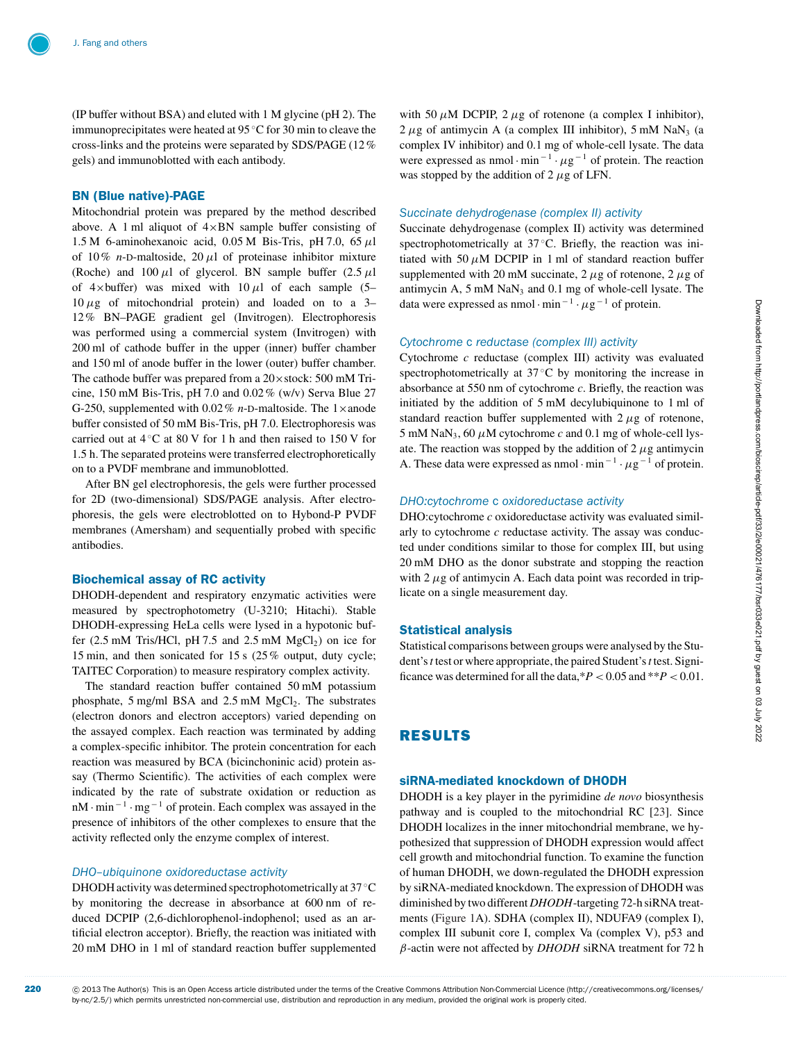(IP buffer without BSA) and eluted with 1 M glycine (pH 2). The immunoprecipitates were heated at 95 °C for 30 min to cleave the cross-links and the proteins were separated by SDS/PAGE (12 % gels) and immunoblotted with each antibody.

## BN (Blue native)-PAGE

Mitochondrial protein was prepared by the method described above. A 1 ml aliquot of 4×BN sample buffer consisting of 1.5 M 6-aminohexanoic acid, 0.05 M Bis-Tris, pH 7.0, 65 $\mu$l of 10 % *n*-D-maltoside, 20 $\mu$l of proteinase inhibitor mixture (Roche) and 100 $\mu$l of glycerol. BN sample buffer (2.5 $\mu$l of 4×buffer) was mixed with 10 $\mu$l of each sample (5–10 $\mu$g of mitochondrial protein) and loaded on to a 3–12 % BN–PAGE gradient gel (Invitrogen). Electrophoresis was performed using a commercial system (Invitrogen) with 200 ml of cathode buffer in the upper (inner) buffer chamber and 150 ml of anode buffer in the lower (outer) buffer chamber. The cathode buffer was prepared from a 20×stock: 500 mM Tricine, 150 mM Bis-Tris, pH 7.0 and 0.02 % (w/v) Serva Blue 27 G-250, supplemented with 0.02 % *n*-D-maltoside. The 1×anode buffer consisted of 50 mM Bis-Tris, pH 7.0. Electrophoresis was carried out at 4 °C at 80 V for 1 h and then raised to 150 V for 1.5 h. The separated proteins were transferred electrophoretically on to a PVDF membrane and immunoblotted.

After BN gel electrophoresis, the gels were further processed for 2D (two-dimensional) SDS/PAGE analysis. After electrophoresis, the gels were electroblotted on to Hybond-P PVDF membranes (Amersham) and sequentially probed with specific antibodies.

## Biochemical assay of RC activity

DHODH-dependent and respiratory enzymatic activities were measured by spectrophotometry (U-3210; Hitachi). Stable DHODH-expressing HeLa cells were lysed in a hypotonic buffer (2.5 mM Tris/HCl, pH 7.5 and 2.5 mM $MgCl_2$) on ice for 15 min, and then sonicated for 15 s (25 % output, duty cycle; TAITEC Corporation) to measure respiratory complex activity.

The standard reaction buffer contained 50 mM potassium phosphate, 5 mg/ml BSA and 2.5 mM $MgCl_2$. The substrates (electron donors and electron acceptors) varied depending on the assayed complex. Each reaction was terminated by adding a complex-specific inhibitor. The protein concentration for each reaction was measured by BCA (bicinchoninic acid) protein assay (Thermo Scientific). The activities of each complex were indicated by the rate of substrate oxidation or reduction as $nM \cdot min^{-1} \cdot mg^{-1}$ of protein. Each complex was assayed in the presence of inhibitors of the other complexes to ensure that the activity reflected only the enzyme complex of interest.

### *DHO–ubiquinone oxidoreductase activity*

DHODH activity was determined spectrophotometrically at 37 °C by monitoring the decrease in absorbance at 600 nm of reduced DCPIP (2,6-dichlorophenol-indophenol; used as an artificial electron acceptor). Briefly, the reaction was initiated with 20 mM DHO in 1 ml of standard reaction buffer supplemented with 50 $\mu$M DCPIP, 2 $\mu$g of rotenone (a complex I inhibitor), 2 $\mu$g of antimycin A (a complex III inhibitor), 5 mM $NaN_3$ (a complex IV inhibitor) and 0.1 mg of whole-cell lysate. The data were expressed as $nmol \cdot min^{-1} \cdot \mu g^{-1}$ of protein. The reaction was stopped by the addition of 2 $\mu$g of LFN.

### *Succinate dehydrogenase (complex II) activity*

Succinate dehydrogenase (complex II) activity was determined spectrophotometrically at 37 °C. Briefly, the reaction was initiated with 50 $\mu$M DCPIP in 1 ml of standard reaction buffer supplemented with 20 mM succinate, 2 $\mu$g of rotenone, 2 $\mu$g of antimycin A, 5 mM $NaN_3$ and 0.1 mg of whole-cell lysate. The data were expressed as $nmol \cdot min^{-1} \cdot \mu g^{-1}$ of protein.

### *Cytochrome* c *reductase (complex III) activity*

Cytochrome *c* reductase (complex III) activity was evaluated spectrophotometrically at 37 °C by monitoring the increase in absorbance at 550 nm of cytochrome *c*. Briefly, the reaction was initiated by the addition of 5 mM decylubiquinone to 1 ml of standard reaction buffer supplemented with 2 $\mu$g of rotenone, 5 mM $NaN_3$, 60 $\mu$M cytochrome *c* and 0.1 mg of whole-cell lysate. The reaction was stopped by the addition of 2 $\mu$g antimycin A. These data were expressed as $nmol \cdot min^{-1} \cdot \mu g^{-1}$ of protein.

### *DHO:cytochrome* c *oxidoreductase activity*

DHO:cytochrome *c* oxidoreductase activity was evaluated similarly to cytochrome *c* reductase activity. The assay was conducted under conditions similar to those for complex III, but using 20 mM DHO as the donor substrate and stopping the reaction with 2 $\mu$g of antimycin A. Each data point was recorded in triplicate on a single measurement day.

## Statistical analysis

Statistical comparisons between groups were analysed by the Student's *t* test or where appropriate, the paired Student's *t* test. Significance was determined for all the data, $^*P < 0.05$ and $^{**}P < 0.01$.

# RESULTS

## siRNA-mediated knockdown of DHODH

DHODH is a key player in the pyrimidine *de novo* biosynthesis pathway and is coupled to the mitochondrial RC [23]. Since DHODH localizes in the inner mitochondrial membrane, we hypothesized that suppression of DHODH expression would affect cell growth and mitochondrial function. To examine the function of human DHODH, we down-regulated the DHODH expression by siRNA-mediated knockdown. The expression of DHODH was diminished by two different *DHODH*-targeting 72-h siRNA treatments (Figure 1A). SDHA (complex II), NDUFA9 (complex I), complex III subunit core I, complex Va (complex V), p53 and $\beta$-actin were not affected by *DHODH* siRNA treatment for 72 h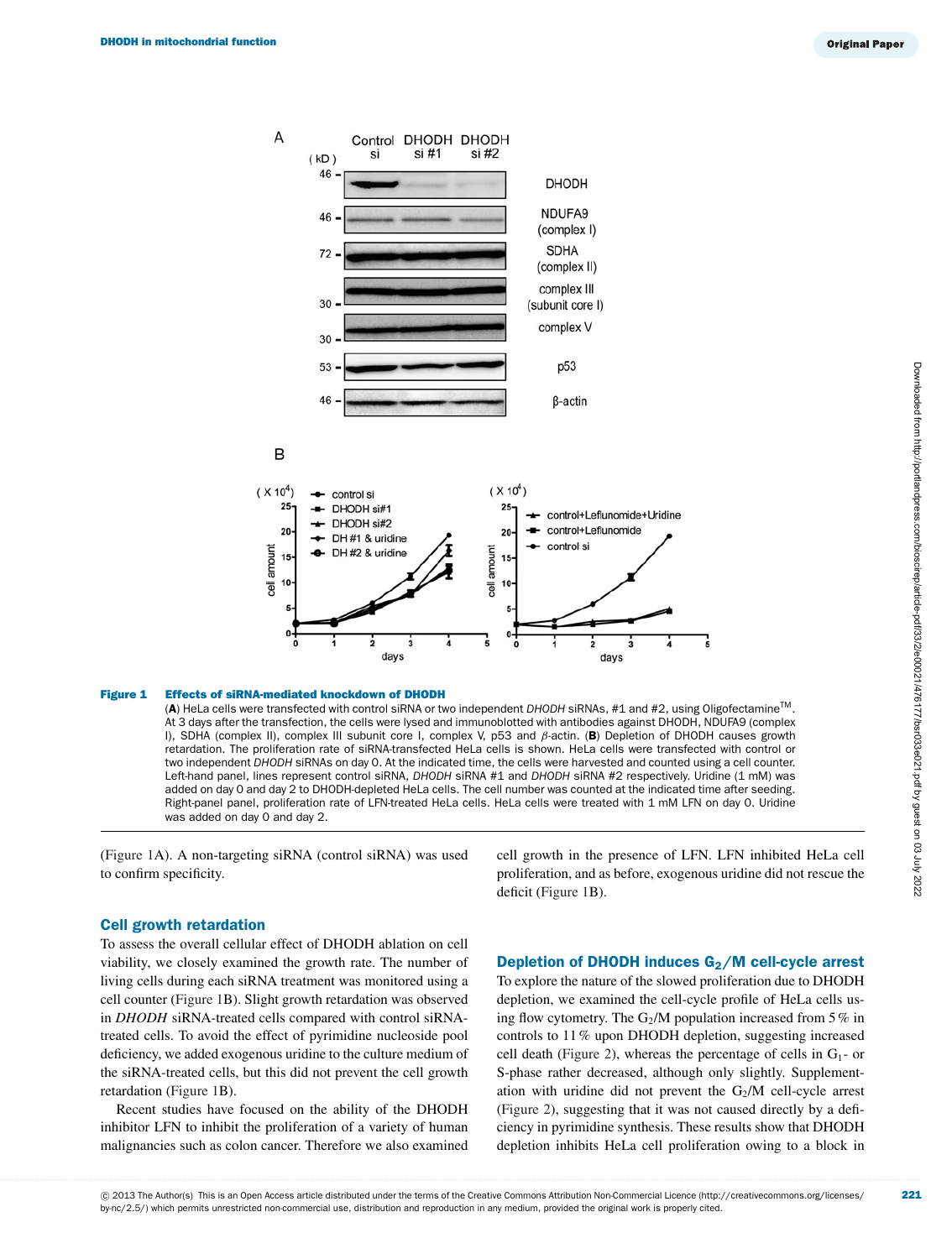**Figure 1 Effects of siRNA-mediated knockdown of DHODH**

(**A**) HeLa cells were transfected with control siRNA or two independent *DHODH* siRNAs, #1 and #2, using Oligofectamine™. At 3 days after the transfection, the cells were lysed and immunoblotted with antibodies against DHODH, NDUFA9 (complex I), SDHA (complex II), complex III subunit core I, complex V, p53 and β-actin. (**B**) Depletion of DHODH causes growth retardation. The proliferation rate of siRNA-transfected HeLa cells is shown. HeLa cells were transfected with control or two independent *DHODH* siRNAs on day 0. At the indicated time, the cells were harvested and counted using a cell counter. Left-hand panel, lines represent control siRNA, *DHODH* siRNA #1 and *DHODH* siRNA #2 respectively. Uridine (1 mM) was added on day 0 and day 2 to DHODH-depleted HeLa cells. The cell number was counted at the indicated time after seeding. Right-panel panel, proliferation rate of LFN-treated HeLa cells. HeLa cells were treated with 1 mM LFN on day 0. Uridine was added on day 0 and day 2.

(Figure 1A). A non-targeting siRNA (control siRNA) was used to confirm specificity.

## Cell growth retardation

To assess the overall cellular effect of DHODH ablation on cell viability, we closely examined the growth rate. The number of living cells during each siRNA treatment was monitored using a cell counter (Figure 1B). Slight growth retardation was observed in *DHODH* siRNA-treated cells compared with control siRNA-treated cells. To avoid the effect of pyrimidine nucleoside pool deficiency, we added exogenous uridine to the culture medium of the siRNA-treated cells, but this did not prevent the cell growth retardation (Figure 1B).

Recent studies have focused on the ability of the DHODH inhibitor LFN to inhibit the proliferation of a variety of human malignancies such as colon cancer. Therefore we also examined cell growth in the presence of LFN. LFN inhibited HeLa cell proliferation, and as before, exogenous uridine did not rescue the deficit (Figure 1B).

## Depletion of DHODH induces $G_2$/M cell-cycle arrest

To explore the nature of the slowed proliferation due to DHODH depletion, we examined the cell-cycle profile of HeLa cells using flow cytometry. The $G_2$/M population increased from 5 % in controls to 11 % upon DHODH depletion, suggesting increased cell death (Figure 2), whereas the percentage of cells in $G_1$- or S-phase rather decreased, although only slightly. Supplementation with uridine did not prevent the $G_2$/M cell-cycle arrest (Figure 2), suggesting that it was not caused directly by a deficiency in pyrimidine synthesis. These results show that DHODH depletion inhibits HeLa cell proliferation owing to a block in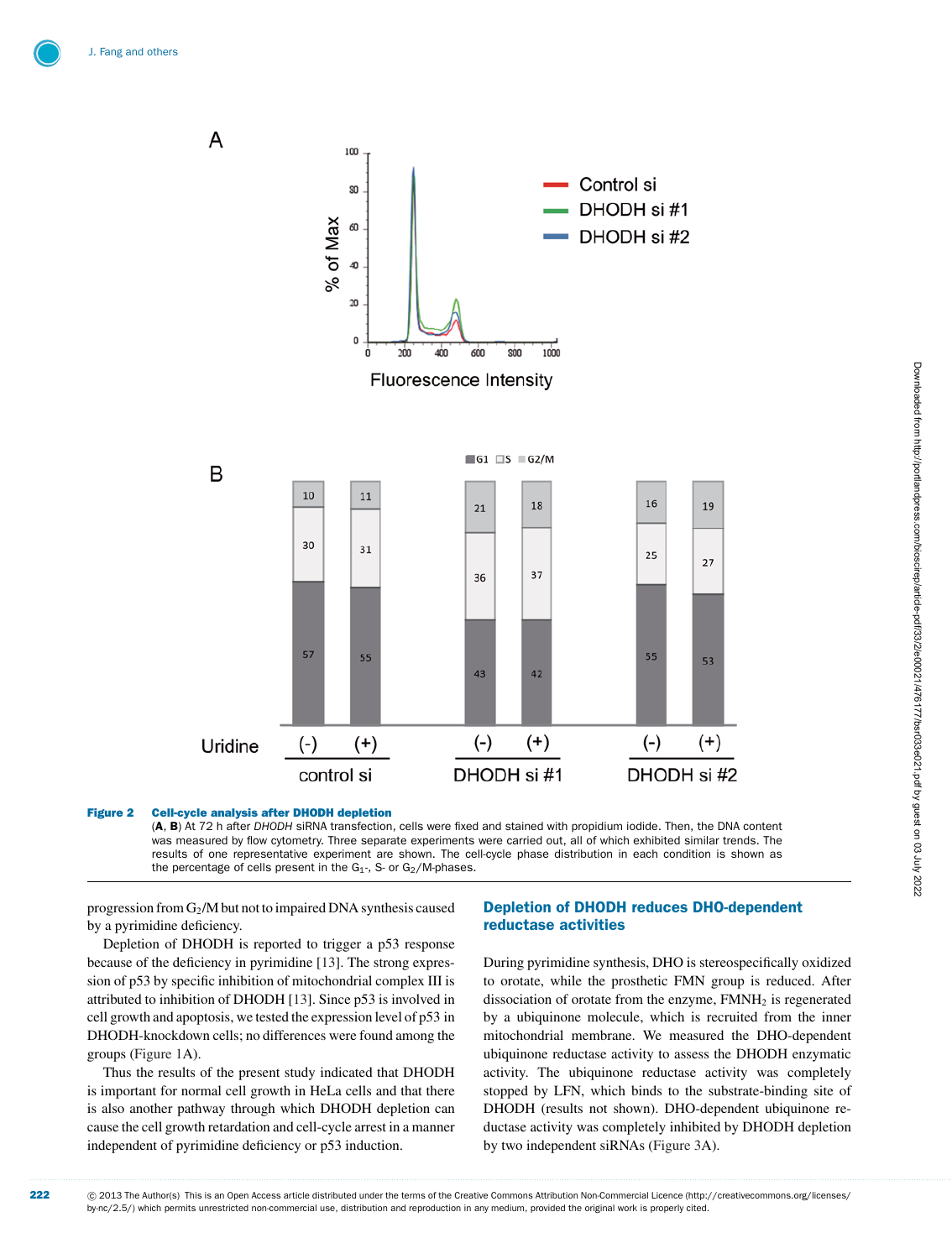**Figure 2 Cell-cycle analysis after DHODH depletion**

(**A**, **B**) At 72 h after *DHODH* siRNA transfection, cells were fixed and stained with propidium iodide. Then, the DNA content was measured by flow cytometry. Three separate experiments were carried out, all of which exhibited similar trends. The results of one representative experiment are shown. The cell-cycle phase distribution in each condition is shown as the percentage of cells present in the $G_1$-, S- or $G_2$/M-phases.

progression from $G_2$/M but not to impaired DNA synthesis caused by a pyrimidine deficiency.

Depletion of DHODH is reported to trigger a p53 response because of the deficiency in pyrimidine [13]. The strong expression of p53 by specific inhibition of mitochondrial complex III is attributed to inhibition of DHODH [13]. Since p53 is involved in cell growth and apoptosis, we tested the expression level of p53 in DHODH-knockdown cells; no differences were found among the groups (Figure 1A).

Thus the results of the present study indicated that DHODH is important for normal cell growth in HeLa cells and that there is also another pathway through which DHODH depletion can cause the cell growth retardation and cell-cycle arrest in a manner independent of pyrimidine deficiency or p53 induction.

## Depletion of DHODH reduces DHO-dependent reductase activities

During pyrimidine synthesis, DHO is stereospecifically oxidized to orotate, while the prosthetic FMN group is reduced. After dissociation of orotate from the enzyme, $FMNH_2$ is regenerated by a ubiquinone molecule, which is recruited from the inner mitochondrial membrane. We measured the DHO-dependent ubiquinone reductase activity to assess the DHODH enzymatic activity. The ubiquinone reductase activity was completely stopped by LFN, which binds to the substrate-binding site of DHODH (results not shown). DHO-dependent ubiquinone reductase activity was completely inhibited by DHODH depletion by two independent siRNAs (Figure 3A).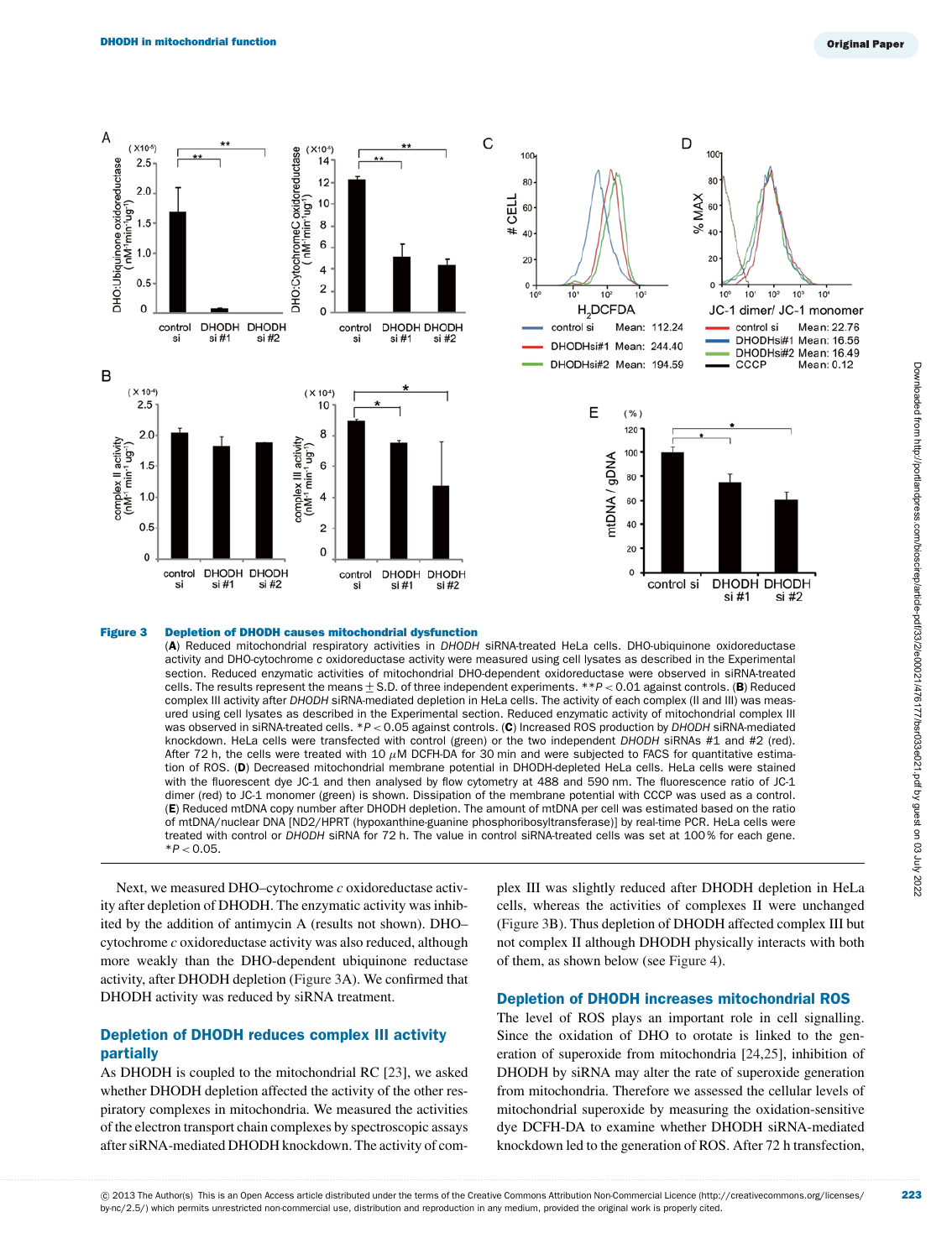**Figure 3 Depletion of DHODH causes mitochondrial dysfunction**

(**A**) Reduced mitochondrial respiratory activities in *DHODH* siRNA-treated HeLa cells. DHO-ubiquinone oxidoreductase activity and DHO-cytochrome *c* oxidoreductase activity were measured using cell lysates as described in the Experimental section. Reduced enzymatic activities of mitochondrial DHO-dependent oxidoreductase were observed in siRNA-treated cells. The results represent the means ± S.D. of three independent experiments. $^{**}P < 0.01$ against controls. (**B**) Reduced complex III activity after *DHODH* siRNA-mediated depletion in HeLa cells. The activity of each complex (II and III) was measured using cell lysates as described in the Experimental section. Reduced enzymatic activity of mitochondrial complex III was observed in siRNA-treated cells. $^{*}P < 0.05$ against controls. (**C**) Increased ROS production by *DHODH* siRNA-mediated knockdown. HeLa cells were transfected with control (green) or the two independent *DHODH* siRNAs #1 and #2 (red). After 72 h, the cells were treated with 10 $\mu$M DCFH-DA for 30 min and were subjected to FACS for quantitative estimation of ROS. (**D**) Decreased mitochondrial membrane potential in DHODH-depleted HeLa cells. HeLa cells were stained with the fluorescent dye JC-1 and then analysed by flow cytometry at 488 and 590 nm. The fluorescence ratio of JC-1 dimer (red) to JC-1 monomer (green) is shown. Dissipation of the membrane potential with CCCP was used as a control. (**E**) Reduced mtDNA copy number after DHODH depletion. The amount of mtDNA per cell was estimated based on the ratio of mtDNA/nuclear DNA [ND2/HPRT (hypoxanthine-guanine phosphoribosyltransferase)] by real-time PCR. HeLa cells were treated with control or *DHODH* siRNA for 72 h. The value in control siRNA-treated cells was set at 100 % for each gene. $^{*}P < 0.05$.

Next, we measured DHO–cytochrome *c* oxidoreductase activity after depletion of DHODH. The enzymatic activity was inhibited by the addition of antimycin A (results not shown). DHO–cytochrome *c* oxidoreductase activity was also reduced, although more weakly than the DHO-dependent ubiquinone reductase activity, after DHODH depletion (Figure 3A). We confirmed that DHODH activity was reduced by siRNA treatment.

## Depletion of DHODH reduces complex III activity partially

As DHODH is coupled to the mitochondrial RC [23], we asked whether DHODH depletion affected the activity of the other respiratory complexes in mitochondria. We measured the activities of the electron transport chain complexes by spectroscopic assays after siRNA-mediated DHODH knockdown. The activity of complex III was slightly reduced after DHODH depletion in HeLa cells, whereas the activities of complexes II were unchanged (Figure 3B). Thus depletion of DHODH affected complex III but not complex II although DHODH physically interacts with both of them, as shown below (see Figure 4).

## Depletion of DHODH increases mitochondrial ROS

The level of ROS plays an important role in cell signalling. Since the oxidation of DHO to orotate is linked to the generation of superoxide from mitochondria [24,25], inhibition of DHODH by siRNA may alter the rate of superoxide generation from mitochondria. Therefore we assessed the cellular levels of mitochondrial superoxide by measuring the oxidation-sensitive dye DCFH-DA to examine whether DHODH siRNA-mediated knockdown led to the generation of ROS. After 72 h transfection,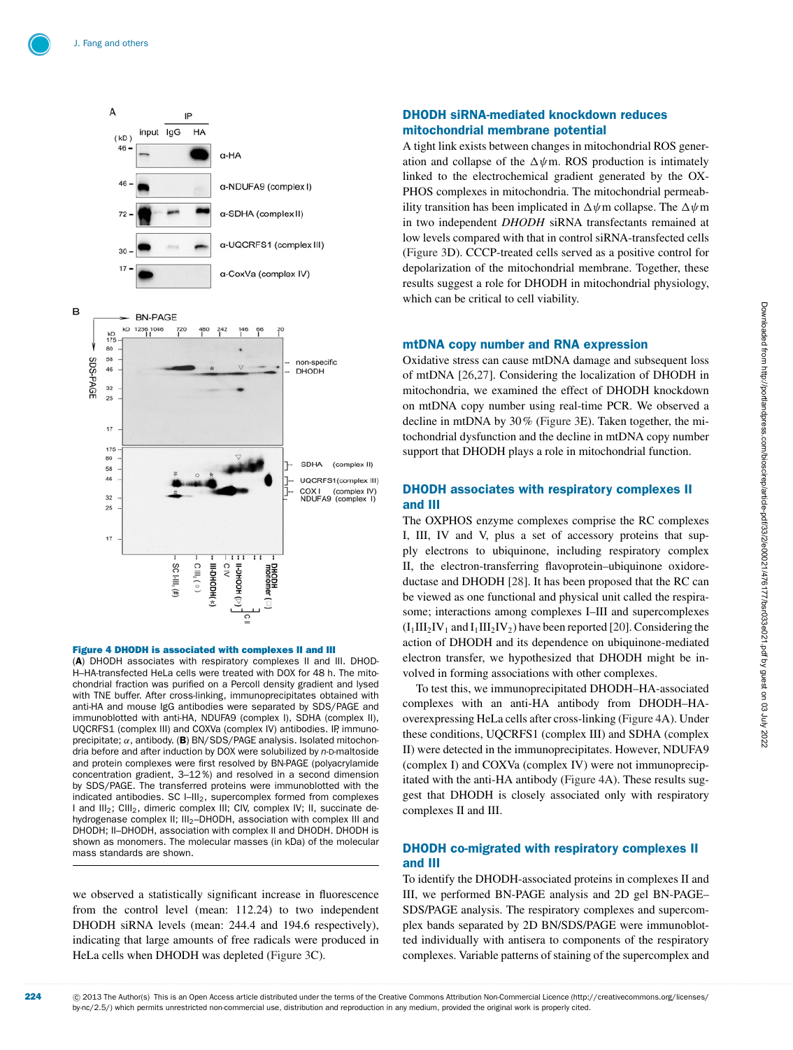**Figure 4 DHODH is associated with complexes II and III**

(**A**) DHODH associates with respiratory complexes II and III. DHODH–HA-transfected HeLa cells were treated with DOX for 48 h. The mitochondrial fraction was purified on a Percoll density gradient and lysed with TNE buffer. After cross-linking, immunoprecipitates obtained with anti-HA and mouse IgG antibodies were separated by SDS/PAGE and immunoblotted with anti-HA, NDUFA9 (complex I), SDHA (complex II), UQCRFS1 (complex III) and COXVa (complex IV) antibodies. IP, immunoprecipitate; α, antibody. (**B**) BN/SDS/PAGE analysis. Isolated mitochondria before and after induction by DOX were solubilized by *n*-D-maltoside and protein complexes were first resolved by BN-PAGE (polyacrylamide concentration gradient, 3–12 %) and resolved in a second dimension by SDS/PAGE. The transferred proteins were immunoblotted with the indicated antibodies. SC I–III$_2$, supercomplex formed from complexes I and III$_2$; CIII$_2$, dimeric complex III; CIV, complex IV; II, succinate dehydrogenase complex II; III$_2$–DHODH, association with complex III and DHODH; II–DHODH, association with complex II and DHODH. DHODH is shown as monomers. The molecular masses (in kDa) of the molecular mass standards are shown.

we observed a statistically significant increase in fluorescence from the control level (mean: 112.24) to two independent DHODH siRNA levels (mean: 244.4 and 194.6 respectively), indicating that large amounts of free radicals were produced in HeLa cells when DHODH was depleted (Figure 3C).

## DHODH siRNA-mediated knockdown reduces mitochondrial membrane potential

A tight link exists between changes in mitochondrial ROS generation and collapse of the $\Delta\psi$m. ROS production is intimately linked to the electrochemical gradient generated by the OXPHOS complexes in mitochondria. The mitochondrial permeability transition has been implicated in $\Delta\psi$m collapse. The $\Delta\psi$m in two independent *DHODH* siRNA transfectants remained at low levels compared with that in control siRNA-transfected cells (Figure 3D). CCCP-treated cells served as a positive control for depolarization of the mitochondrial membrane. Together, these results suggest a role for DHODH in mitochondrial physiology, which can be critical to cell viability.

## mtDNA copy number and RNA expression

Oxidative stress can cause mtDNA damage and subsequent loss of mtDNA [26,27]. Considering the localization of DHODH in mitochondria, we examined the effect of DHODH knockdown on mtDNA copy number using real-time PCR. We observed a decline in mtDNA by 30 % (Figure 3E). Taken together, the mitochondrial dysfunction and the decline in mtDNA copy number support that DHODH plays a role in mitochondrial function.

## DHODH associates with respiratory complexes II and III

The OXPHOS enzyme complexes comprise the RC complexes I, III, IV and V, plus a set of accessory proteins that supply electrons to ubiquinone, including respiratory complex II, the electron-transferring flavoprotein–ubiquinone oxidoreductase and DHODH [28]. It has been proposed that the RC can be viewed as one functional and physical unit called the respirasome; interactions among complexes I–III and supercomplexes ($I_1III_2IV_1$ and $I_1III_2IV_2$) have been reported [20]. Considering the action of DHODH and its dependence on ubiquinone-mediated electron transfer, we hypothesized that DHODH might be involved in forming associations with other complexes.

To test this, we immunoprecipitated DHODH–HA-associated complexes with an anti-HA antibody from DHODH–HA-overexpressing HeLa cells after cross-linking (Figure 4A). Under these conditions, UQCRFS1 (complex III) and SDHA (complex II) were detected in the immunoprecipitates. However, NDUFA9 (complex I) and COXVa (complex IV) were not immunoprecipitated with the anti-HA antibody (Figure 4A). These results suggest that DHODH is closely associated only with respiratory complexes II and III.

## DHODH co-migrated with respiratory complexes II and III

To identify the DHODH-associated proteins in complexes II and III, we performed BN-PAGE analysis and 2D gel BN-PAGE–SDS/PAGE analysis. The respiratory complexes and supercomplex bands separated by 2D BN/SDS/PAGE were immunoblotted individually with antisera to components of the respiratory complexes. Variable patterns of staining of the supercomplex and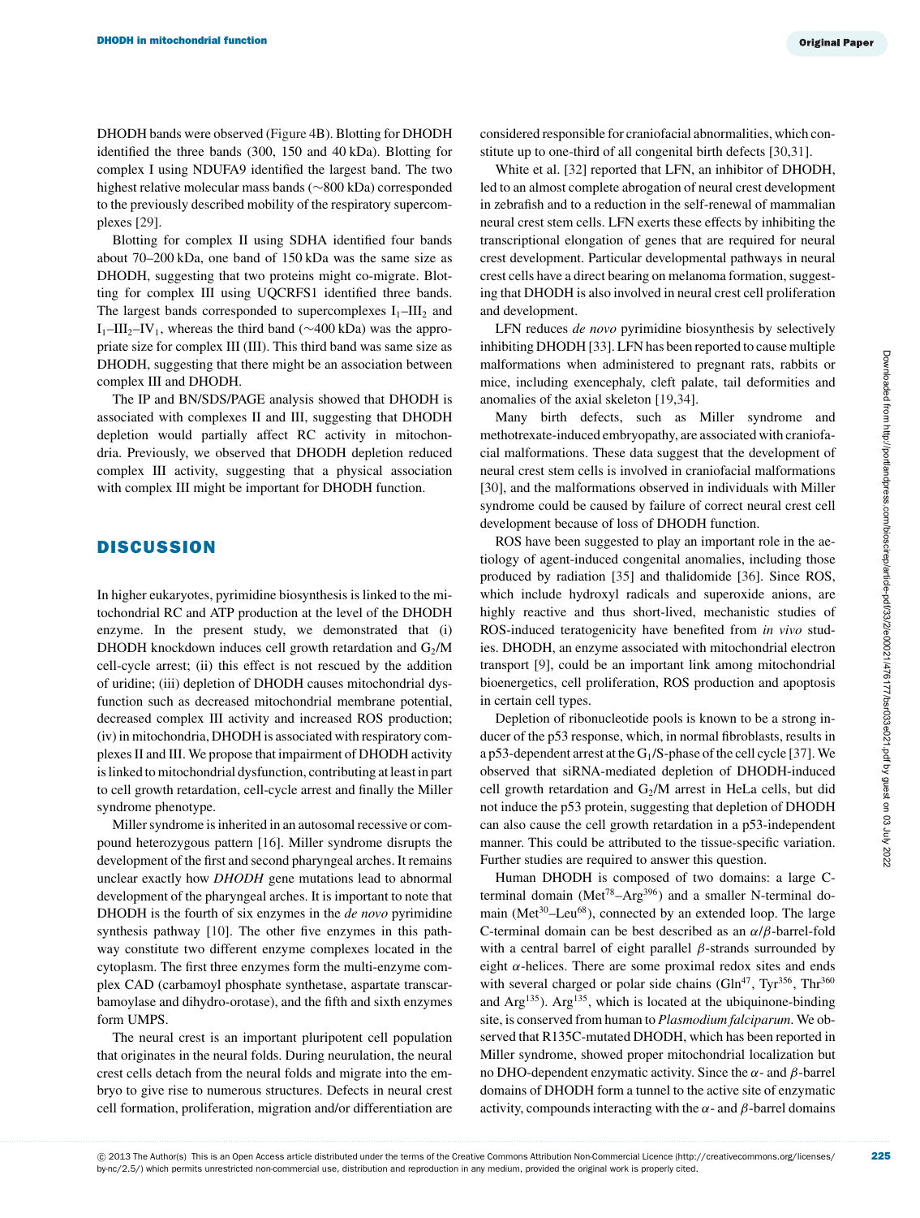DHODH bands were observed (Figure 4B). Blotting for DHODH identified the three bands (300, 150 and 40 kDa). Blotting for complex I using NDUFA9 identified the largest band. The two highest relative molecular mass bands (~800 kDa) corresponded to the previously described mobility of the respiratory supercomplexes [29].

Blotting for complex II using SDHA identified four bands about 70–200 kDa, one band of 150 kDa was the same size as DHODH, suggesting that two proteins might co-migrate. Blotting for complex III using UQCRFS1 identified three bands. The largest bands corresponded to supercomplexes $I_1$–$III_2$ and $I_1$–$III_2$–$IV_1$, whereas the third band (~400 kDa) was the appropriate size for complex III (III). This third band was same size as DHODH, suggesting that there might be an association between complex III and DHODH.

The IP and BN/SDS/PAGE analysis showed that DHODH is associated with complexes II and III, suggesting that DHODH depletion would partially affect RC activity in mitochondria. Previously, we observed that DHODH depletion reduced complex III activity, suggesting that a physical association with complex III might be important for DHODH function.

## DISCUSSION

In higher eukaryotes, pyrimidine biosynthesis is linked to the mitochondrial RC and ATP production at the level of the DHODH enzyme. In the present study, we demonstrated that (i) DHODH knockdown induces cell growth retardation and $G_2$/M cell-cycle arrest; (ii) this effect is not rescued by the addition of uridine; (iii) depletion of DHODH causes mitochondrial dysfunction such as decreased mitochondrial membrane potential, decreased complex III activity and increased ROS production; (iv) in mitochondria, DHODH is associated with respiratory complexes II and III. We propose that impairment of DHODH activity is linked to mitochondrial dysfunction, contributing at least in part to cell growth retardation, cell-cycle arrest and finally the Miller syndrome phenotype.

Miller syndrome is inherited in an autosomal recessive or compound heterozygous pattern [16]. Miller syndrome disrupts the development of the first and second pharyngeal arches. It remains unclear exactly how *DHODH* gene mutations lead to abnormal development of the pharyngeal arches. It is important to note that DHODH is the fourth of six enzymes in the *de novo* pyrimidine synthesis pathway [10]. The other five enzymes in this pathway constitute two different enzyme complexes located in the cytoplasm. The first three enzymes form the multi-enzyme complex CAD (carbamoyl phosphate synthetase, aspartate transcarbamoylase and dihydro-orotase), and the fifth and sixth enzymes form UMPS.

The neural crest is an important pluripotent cell population that originates in the neural folds. During neurulation, the neural crest cells detach from the neural folds and migrate into the embryo to give rise to numerous structures. Defects in neural crest cell formation, proliferation, migration and/or differentiation are considered responsible for craniofacial abnormalities, which constitute up to one-third of all congenital birth defects [30,31].

White et al. [32] reported that LFN, an inhibitor of DHODH, led to an almost complete abrogation of neural crest development in zebrafish and to a reduction in the self-renewal of mammalian neural crest stem cells. LFN exerts these effects by inhibiting the transcriptional elongation of genes that are required for neural crest development. Particular developmental pathways in neural crest cells have a direct bearing on melanoma formation, suggesting that DHODH is also involved in neural crest cell proliferation and development.

LFN reduces *de novo* pyrimidine biosynthesis by selectively inhibiting DHODH [33]. LFN has been reported to cause multiple malformations when administered to pregnant rats, rabbits or mice, including exencephaly, cleft palate, tail deformities and anomalies of the axial skeleton [19,34].

Many birth defects, such as Miller syndrome and methotrexate-induced embryopathy, are associated with craniofacial malformations. These data suggest that the development of neural crest stem cells is involved in craniofacial malformations [30], and the malformations observed in individuals with Miller syndrome could be caused by failure of correct neural crest cell development because of loss of DHODH function.

ROS have been suggested to play an important role in the aetiology of agent-induced congenital anomalies, including those produced by radiation [35] and thalidomide [36]. Since ROS, which include hydroxyl radicals and superoxide anions, are highly reactive and thus short-lived, mechanistic studies of ROS-induced teratogenicity have benefited from *in vivo* studies. DHODH, an enzyme associated with mitochondrial electron transport [9], could be an important link among mitochondrial bioenergetics, cell proliferation, ROS production and apoptosis in certain cell types.

Depletion of ribonucleotide pools is known to be a strong inducer of the p53 response, which, in normal fibroblasts, results in a p53-dependent arrest at the $G_1$/S-phase of the cell cycle [37]. We observed that siRNA-mediated depletion of DHODH-induced cell growth retardation and $G_2$/M arrest in HeLa cells, but did not induce the p53 protein, suggesting that depletion of DHODH can also cause the cell growth retardation in a p53-independent manner. This could be attributed to the tissue-specific variation. Further studies are required to answer this question.

Human DHODH is composed of two domains: a large C-terminal domain ($Met^{78}$–$Arg^{396}$) and a smaller N-terminal domain ($Met^{30}$–$Leu^{68}$), connected by an extended loop. The large C-terminal domain can be best described as an $\alpha/\beta$-barrel-fold with a central barrel of eight parallel $\beta$-strands surrounded by eight $\alpha$-helices. There are some proximal redox sites and ends with several charged or polar side chains ($Gln^{47}$, $Tyr^{356}$, $Thr^{360}$ and $Arg^{135}$). $Arg^{135}$, which is located at the ubiquinone-binding site, is conserved from human to *Plasmodium falciparum*. We observed that R135C-mutated DHODH, which has been reported in Miller syndrome, showed proper mitochondrial localization but no DHO-dependent enzymatic activity. Since the $\alpha$- and $\beta$-barrel domains of DHODH form a tunnel to the active site of enzymatic activity, compounds interacting with the $\alpha$- and $\beta$-barrel domains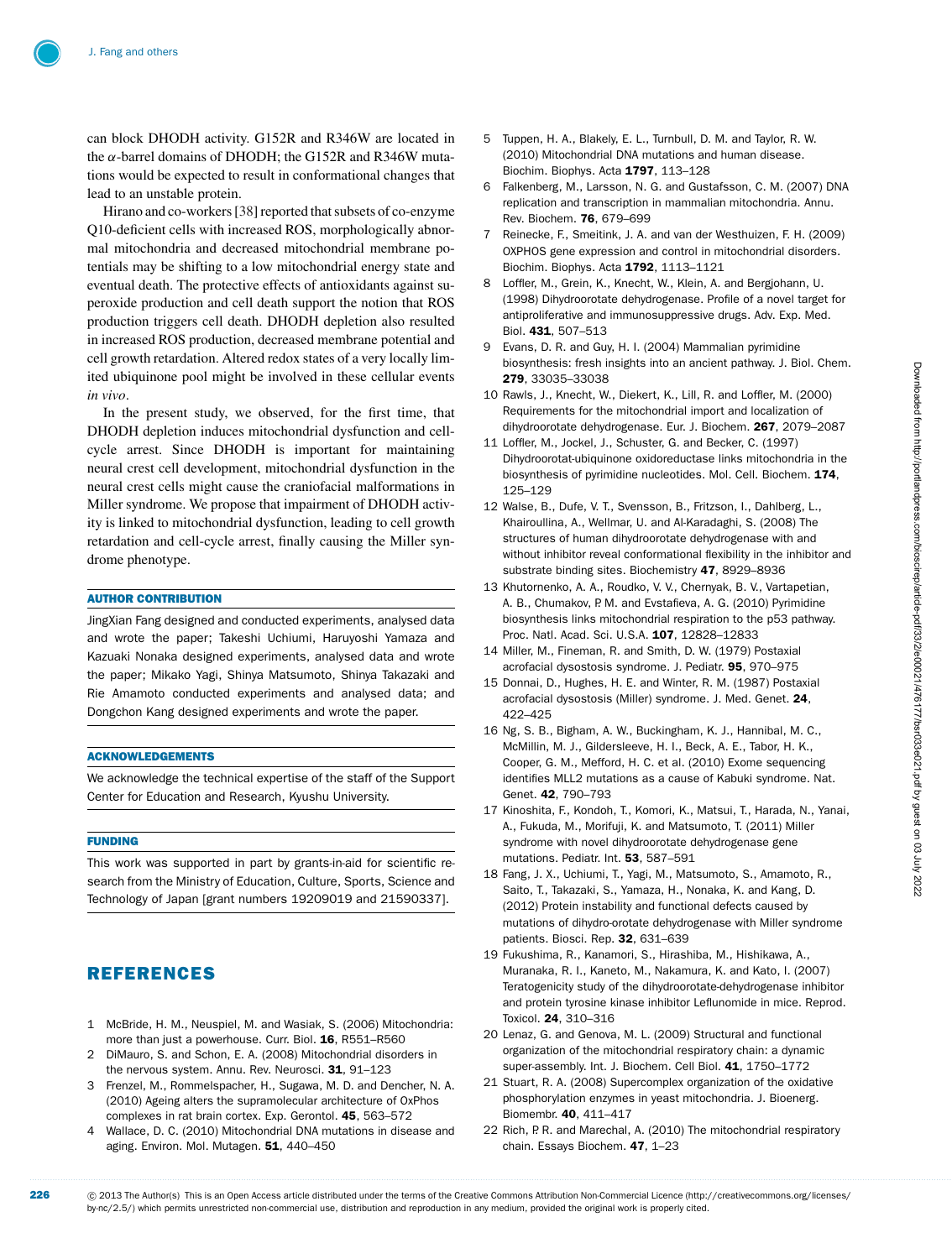can block DHODH activity. G152R and R346W are located in the $\alpha$-barrel domains of DHODH; the G152R and R346W mutations would be expected to result in conformational changes that lead to an unstable protein.

Hirano and co-workers [38] reported that subsets of co-enzyme Q10-deficient cells with increased ROS, morphologically abnormal mitochondria and decreased mitochondrial membrane potentials may be shifting to a low mitochondrial energy state and eventual death. The protective effects of antioxidants against superoxide production and cell death support the notion that ROS production triggers cell death. DHODH depletion also resulted in increased ROS production, decreased membrane potential and cell growth retardation. Altered redox states of a very locally limited ubiquinone pool might be involved in these cellular events *in vivo*.

In the present study, we observed, for the first time, that DHODH depletion induces mitochondrial dysfunction and cell-cycle arrest. Since DHODH is important for maintaining neural crest cell development, mitochondrial dysfunction in the neural crest cells might cause the craniofacial malformations in Miller syndrome. We propose that impairment of DHODH activity is linked to mitochondrial dysfunction, leading to cell growth retardation and cell-cycle arrest, finally causing the Miller syndrome phenotype.

## AUTHOR CONTRIBUTION

JingXian Fang designed and conducted experiments, analysed data and wrote the paper; Takeshi Uchiumi, Haruyoshi Yamaza and Kazuaki Nonaka designed experiments, analysed data and wrote the paper; Mikako Yagi, Shinya Matsumoto, Shinya Takazaki and Rie Amamoto conducted experiments and analysed data; and Dongchon Kang designed experiments and wrote the paper.

## ACKNOWLEDGEMENTS

We acknowledge the technical expertise of the staff of the Support Center for Education and Research, Kyushu University.

## FUNDING

This work was supported in part by grants-in-aid for scientific research from the Ministry of Education, Culture, Sports, Science and Technology of Japan [grant numbers 19209019 and 21590337].

# REFERENCES

1 McBride, H. M., Neuspiel, M. and Wasiak, S. (2006) Mitochondria: more than just a powerhouse. Curr. Biol. **16**, R551–R560

2 DiMauro, S. and Schon, E. A. (2008) Mitochondrial disorders in the nervous system. Annu. Rev. Neurosci. **31**, 91–123

3 Frenzel, M., Rommelspacher, H., Sugawa, M. D. and Dencher, N. A. (2010) Ageing alters the supramolecular architecture of OxPhos complexes in rat brain cortex. Exp. Gerontol. **45**, 563–572

4 Wallace, D. C. (2010) Mitochondrial DNA mutations in disease and aging. Environ. Mol. Mutagen. **51**, 440–450

5 Tuppen, H. A., Blakely, E. L., Turnbull, D. M. and Taylor, R. W. (2010) Mitochondrial DNA mutations and human disease. Biochim. Biophys. Acta **1797**, 113–128

6 Falkenberg, M., Larsson, N. G. and Gustafsson, C. M. (2007) DNA replication and transcription in mammalian mitochondria. Annu. Rev. Biochem. **76**, 679–699

7 Reinecke, F., Smeitink, J. A. and van der Westhuizen, F. H. (2009) OXPHOS gene expression and control in mitochondrial disorders. Biochim. Biophys. Acta **1792**, 1113–1121

8 Loffler, M., Grein, K., Knecht, W., Klein, A. and Bergjohann, U. (1998) Dihydroorotate dehydrogenase. Profile of a novel target for antiproliferative and immunosuppressive drugs. Adv. Exp. Med. Biol. **431**, 507–513

9 Evans, D. R. and Guy, H. I. (2004) Mammalian pyrimidine biosynthesis: fresh insights into an ancient pathway. J. Biol. Chem. **279**, 33035–33038

10 Rawls, J., Knecht, W., Diekert, K., Lill, R. and Loffler, M. (2000) Requirements for the mitochondrial import and localization of dihydroorotate dehydrogenase. Eur. J. Biochem. **267**, 2079–2087

11 Loffler, M., Jockel, J., Schuster, G. and Becker, C. (1997) Dihydroorotat-ubiquinone oxidoreductase links mitochondria in the biosynthesis of pyrimidine nucleotides. Mol. Cell. Biochem. **174**, 125–129

12 Walse, B., Dufe, V. T., Svensson, B., Fritzson, I., Dahlberg, L., Khairoullina, A., Wellmar, U. and Al-Karadaghi, S. (2008) The structures of human dihydroorotate dehydrogenase with and without inhibitor reveal conformational flexibility in the inhibitor and substrate binding sites. Biochemistry **47**, 8929–8936

13 Khutornenko, A. A., Roudko, V. V., Chernyak, B. V., Vartapetian, A. B., Chumakov, P. M. and Evstafieva, A. G. (2010) Pyrimidine biosynthesis links mitochondrial respiration to the p53 pathway. Proc. Natl. Acad. Sci. U.S.A. **107**, 12828–12833

14 Miller, M., Fineman, R. and Smith, D. W. (1979) Postaxial acrofacial dysostosis syndrome. J. Pediatr. **95**, 970–975

15 Donnai, D., Hughes, H. E. and Winter, R. M. (1987) Postaxial acrofacial dysostosis (Miller) syndrome. J. Med. Genet. **24**, 422–425

16 Ng, S. B., Bigham, A. W., Buckingham, K. J., Hannibal, M. C., McMillin, M. J., Gildersleeve, H. I., Beck, A. E., Tabor, H. K., Cooper, G. M., Mefford, H. C. et al. (2010) Exome sequencing identifies MLL2 mutations as a cause of Kabuki syndrome. Nat. Genet. **42**, 790–793

17 Kinoshita, F., Kondoh, T., Komori, K., Matsui, T., Harada, N., Yanai, A., Fukuda, M., Morifuji, K. and Matsumoto, T. (2011) Miller syndrome with novel dihydroorotate dehydrogenase gene mutations. Pediatr. Int. **53**, 587–591

18 Fang, J. X., Uchiumi, T., Yagi, M., Matsumoto, S., Amamoto, R., Saito, T., Takazaki, S., Yamaza, H., Nonaka, K. and Kang, D. (2012) Protein instability and functional defects caused by mutations of dihydro-orotate dehydrogenase with Miller syndrome patients. Biosci. Rep. **32**, 631–639

19 Fukushima, R., Kanamori, S., Hirashiba, M., Hishikawa, A., Muranaka, R. I., Kaneto, M., Nakamura, K. and Kato, I. (2007) Teratogenicity study of the dihydroorotate-dehydrogenase inhibitor and protein tyrosine kinase inhibitor Leflunomide in mice. Reprod. Toxicol. **24**, 310–316

20 Lenaz, G. and Genova, M. L. (2009) Structural and functional organization of the mitochondrial respiratory chain: a dynamic super-assembly. Int. J. Biochem. Cell Biol. **41**, 1750–1772

21 Stuart, R. A. (2008) Supercomplex organization of the oxidative phosphorylation enzymes in yeast mitochondria. J. Bioenerg. Biomembr. **40**, 411–417

22 Rich, P. R. and Marechal, A. (2010) The mitochondrial respiratory chain. Essays Biochem. **47**, 1–23

© 2013 The Author(s) This is an Open Access article distributed under the terms of the Creative Commons Attribution Non-Commercial Licence (http://creativecommons.org/licenses/by-nc/2.5/) which permits unrestricted non-commercial use, distribution and reproduction in any medium, provided the original work is properly cited.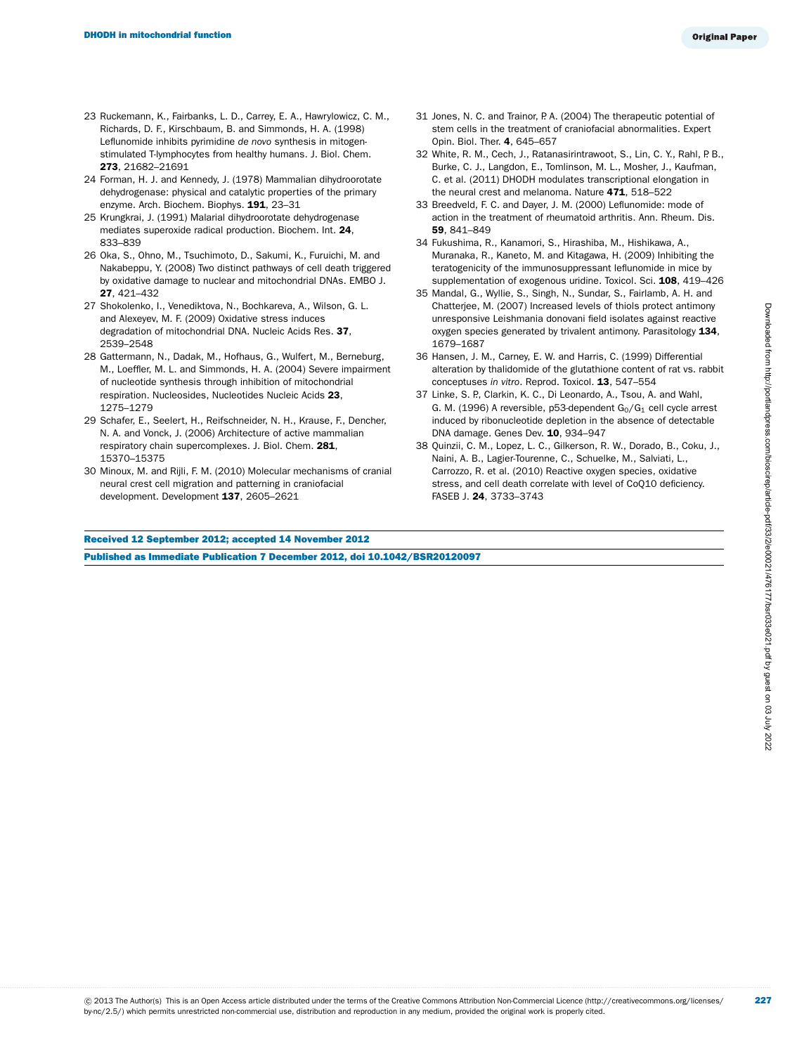23 Ruckemann, K., Fairbanks, L. D., Carrey, E. A., Hawrylowicz, C. M., Richards, D. F., Kirschbaum, B. and Simmonds, H. A. (1998) Leflunomide inhibits pyrimidine *de novo* synthesis in mitogen-stimulated T-lymphocytes from healthy humans. J. Biol. Chem. **273**, 21682–21691

24 Forman, H. J. and Kennedy, J. (1978) Mammalian dihydroorotate dehydrogenase: physical and catalytic properties of the primary enzyme. Arch. Biochem. Biophys. **191**, 23–31

25 Krungkrai, J. (1991) Malarial dihydroorotate dehydrogenase mediates superoxide radical production. Biochem. Int. **24**, 833–839

26 Oka, S., Ohno, M., Tsuchimoto, D., Sakumi, K., Furuichi, M. and Nakabeppu, Y. (2008) Two distinct pathways of cell death triggered by oxidative damage to nuclear and mitochondrial DNAs. EMBO J. **27**, 421–432

27 Shokolenko, I., Venediktova, N., Bochkareva, A., Wilson, G. L. and Alexeyev, M. F. (2009) Oxidative stress induces degradation of mitochondrial DNA. Nucleic Acids Res. **37**, 2539–2548

28 Gattermann, N., Dadak, M., Hofhaus, G., Wulfert, M., Berneburg, M., Loeffler, M. L. and Simmonds, H. A. (2004) Severe impairment of nucleotide synthesis through inhibition of mitochondrial respiration. Nucleosides, Nucleotides Nucleic Acids **23**, 1275–1279

29 Schafer, E., Seelert, H., Reifschneider, N. H., Krause, F., Dencher, N. A. and Vonck, J. (2006) Architecture of active mammalian respiratory chain supercomplexes. J. Biol. Chem. **281**, 15370–15375

30 Minoux, M. and Rijli, F. M. (2010) Molecular mechanisms of cranial neural crest cell migration and patterning in craniofacial development. Development **137**, 2605–2621

31 Jones, N. C. and Trainor, P. A. (2004) The therapeutic potential of stem cells in the treatment of craniofacial abnormalities. Expert Opin. Biol. Ther. **4**, 645–657

32 White, R. M., Cech, J., Ratanasirintrawoot, S., Lin, C. Y., Rahl, P. B., Burke, C. J., Langdon, E., Tomlinson, M. L., Mosher, J., Kaufman, C. et al. (2011) DHODH modulates transcriptional elongation in the neural crest and melanoma. Nature **471**, 518–522

33 Breedveld, F. C. and Dayer, J. M. (2000) Leflunomide: mode of action in the treatment of rheumatoid arthritis. Ann. Rheum. Dis. **59**, 841–849

34 Fukushima, R., Kanamori, S., Hirashiba, M., Hishikawa, A., Muranaka, R., Kaneto, M. and Kitagawa, H. (2009) Inhibiting the teratogenicity of the immunosuppressant leflunomide in mice by supplementation of exogenous uridine. Toxicol. Sci. **108**, 419–426

35 Mandal, G., Wyllie, S., Singh, N., Sundar, S., Fairlamb, A. H. and Chatterjee, M. (2007) Increased levels of thiols protect antimony unresponsive Leishmania donovani field isolates against reactive oxygen species generated by trivalent antimony. Parasitology **134**, 1679–1687

36 Hansen, J. M., Carney, E. W. and Harris, C. (1999) Differential alteration by thalidomide of the glutathione content of rat vs. rabbit conceptuses *in vitro*. Reprod. Toxicol. **13**, 547–554

37 Linke, S. P., Clarkin, K. C., Di Leonardo, A., Tsou, A. and Wahl, G. M. (1996) A reversible, p53-dependent $G_0/G_1$ cell cycle arrest induced by ribonucleotide depletion in the absence of detectable DNA damage. Genes Dev. **10**, 934–947

38 Quinzii, C. M., Lopez, L. C., Gilkerson, R. W., Dorado, B., Coku, J., Naini, A. B., Lagier-Tourenne, C., Schuelke, M., Salviati, L., Carrozzo, R. et al. (2010) Reactive oxygen species, oxidative stress, and cell death correlate with level of CoQ10 deficiency. FASEB J. **24**, 3733–3743

**Received 12 September 2012; accepted 14 November 2012**

**Published as Immediate Publication 7 December 2012, doi 10.1042/BSR20120097**

© 2013 The Author(s) This is an Open Access article distributed under the terms of the Creative Commons Attribution Non-Commercial Licence (http://creativecommons.org/licenses/by-nc/2.5/) which permits unrestricted non-commercial use, distribution and reproduction in any medium, provided the original work is properly cited.